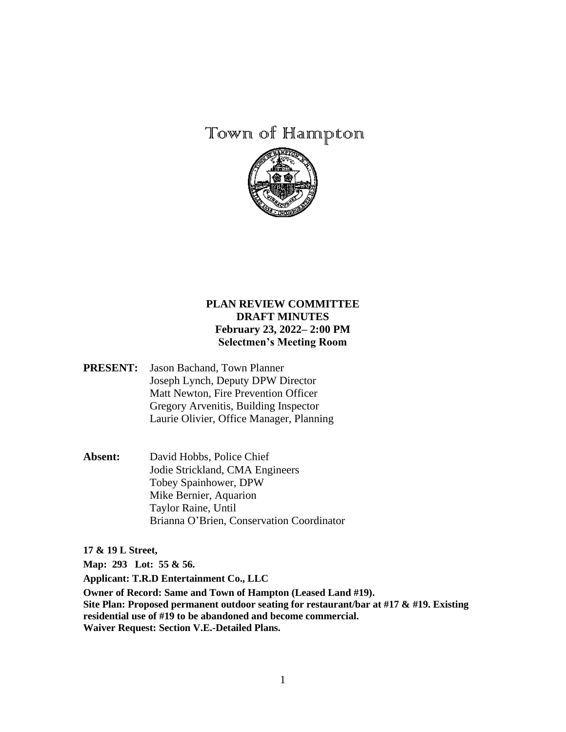# Town of Hampton

## PLAN REVIEW COMMITTEE
## DRAFT MINUTES
## February 23, 2022– 2:00 PM
## Selectmen's Meeting Room

**PRESENT:** Jason Bachand, Town Planner
Joseph Lynch, Deputy DPW Director
Matt Newton, Fire Prevention Officer
Gregory Arvenitis, Building Inspector
Laurie Olivier, Office Manager, Planning

**Absent:** David Hobbs, Police Chief
Jodie Strickland, CMA Engineers
Tobey Spainhower, DPW
Mike Bernier, Aquarion
Taylor Raine, Until
Brianna O'Brien, Conservation Coordinator

**17 & 19 L Street,**

**Map: 293 Lot: 55 & 56.**

**Applicant: T.R.D Entertainment Co., LLC**

**Owner of Record: Same and Town of Hampton (Leased Land #19).**
**Site Plan: Proposed permanent outdoor seating for restaurant/bar at #17 & #19. Existing residential use of #19 to be abandoned and become commercial.**
**Waiver Request: Section V.E.-Detailed Plans.**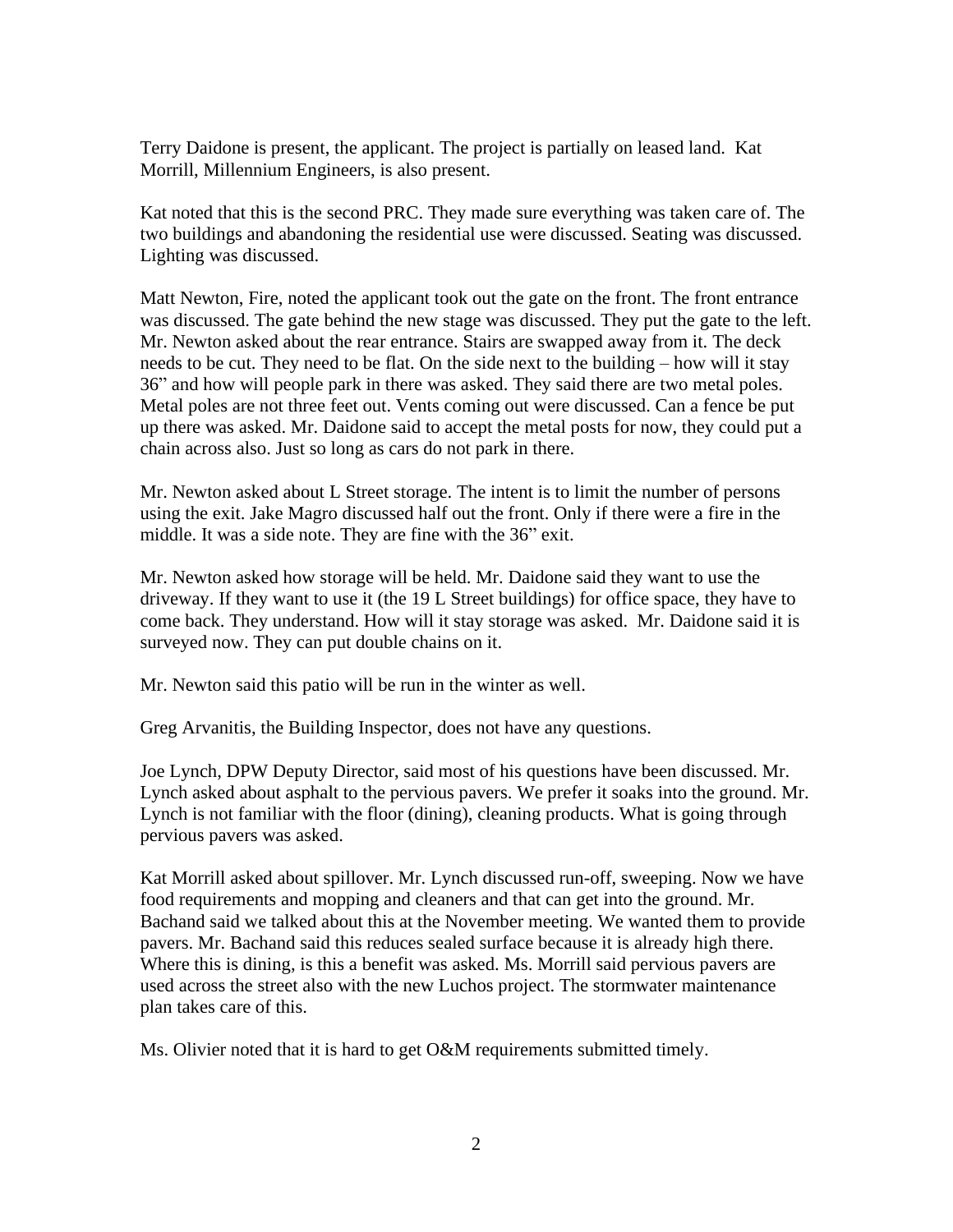Terry Daidone is present, the applicant. The project is partially on leased land. Kat Morrill, Millennium Engineers, is also present.

Kat noted that this is the second PRC. They made sure everything was taken care of. The two buildings and abandoning the residential use were discussed. Seating was discussed. Lighting was discussed.

Matt Newton, Fire, noted the applicant took out the gate on the front. The front entrance was discussed. The gate behind the new stage was discussed. They put the gate to the left. Mr. Newton asked about the rear entrance. Stairs are swapped away from it. The deck needs to be cut. They need to be flat. On the side next to the building – how will it stay 36" and how will people park in there was asked. They said there are two metal poles. Metal poles are not three feet out. Vents coming out were discussed. Can a fence be put up there was asked. Mr. Daidone said to accept the metal posts for now, they could put a chain across also. Just so long as cars do not park in there.

Mr. Newton asked about L Street storage. The intent is to limit the number of persons using the exit. Jake Magro discussed half out the front. Only if there were a fire in the middle. It was a side note. They are fine with the 36" exit.

Mr. Newton asked how storage will be held. Mr. Daidone said they want to use the driveway. If they want to use it (the 19 L Street buildings) for office space, they have to come back. They understand. How will it stay storage was asked. Mr. Daidone said it is surveyed now. They can put double chains on it.

Mr. Newton said this patio will be run in the winter as well.

Greg Arvanitis, the Building Inspector, does not have any questions.

Joe Lynch, DPW Deputy Director, said most of his questions have been discussed. Mr. Lynch asked about asphalt to the pervious pavers. We prefer it soaks into the ground. Mr. Lynch is not familiar with the floor (dining), cleaning products. What is going through pervious pavers was asked.

Kat Morrill asked about spillover. Mr. Lynch discussed run-off, sweeping. Now we have food requirements and mopping and cleaners and that can get into the ground. Mr. Bachand said we talked about this at the November meeting. We wanted them to provide pavers. Mr. Bachand said this reduces sealed surface because it is already high there. Where this is dining, is this a benefit was asked. Ms. Morrill said pervious pavers are used across the street also with the new Luchos project. The stormwater maintenance plan takes care of this.

Ms. Olivier noted that it is hard to get O&M requirements submitted timely.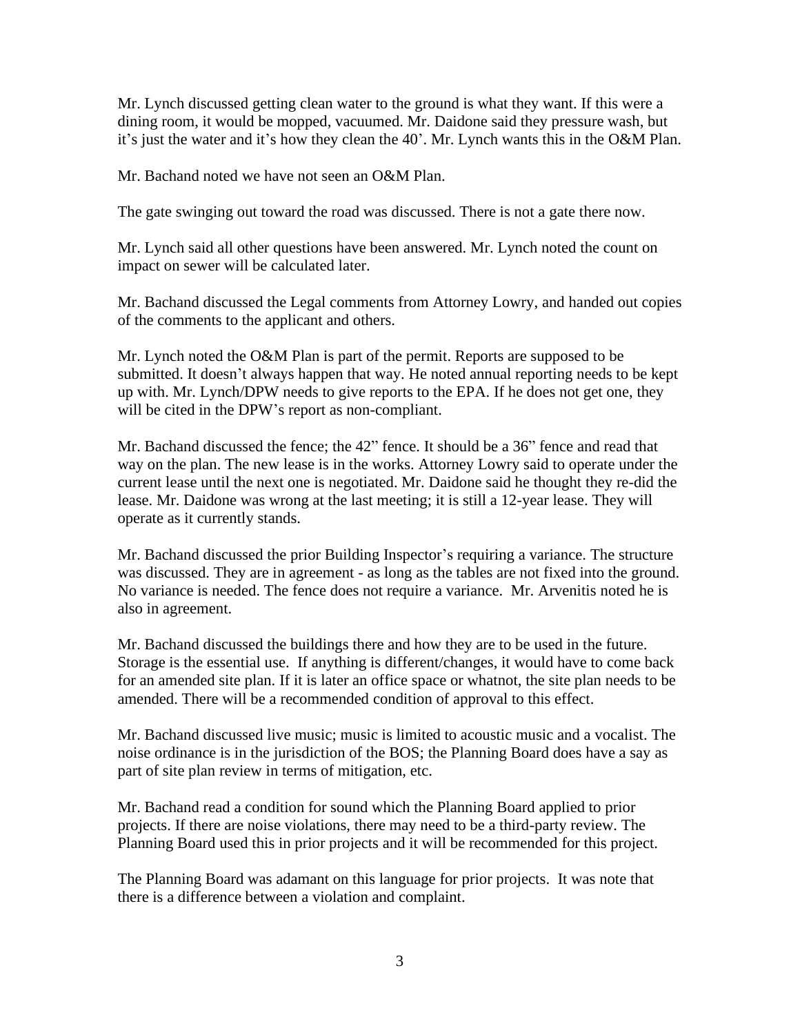Mr. Lynch discussed getting clean water to the ground is what they want. If this were a dining room, it would be mopped, vacuumed. Mr. Daidone said they pressure wash, but it's just the water and it's how they clean the 40'. Mr. Lynch wants this in the O&M Plan.

Mr. Bachand noted we have not seen an O&M Plan.

The gate swinging out toward the road was discussed. There is not a gate there now.

Mr. Lynch said all other questions have been answered. Mr. Lynch noted the count on impact on sewer will be calculated later.

Mr. Bachand discussed the Legal comments from Attorney Lowry, and handed out copies of the comments to the applicant and others.

Mr. Lynch noted the O&M Plan is part of the permit. Reports are supposed to be submitted. It doesn't always happen that way. He noted annual reporting needs to be kept up with. Mr. Lynch/DPW needs to give reports to the EPA. If he does not get one, they will be cited in the DPW's report as non-compliant.

Mr. Bachand discussed the fence; the 42" fence. It should be a 36" fence and read that way on the plan. The new lease is in the works. Attorney Lowry said to operate under the current lease until the next one is negotiated. Mr. Daidone said he thought they re-did the lease. Mr. Daidone was wrong at the last meeting; it is still a 12-year lease. They will operate as it currently stands.

Mr. Bachand discussed the prior Building Inspector's requiring a variance. The structure was discussed. They are in agreement - as long as the tables are not fixed into the ground. No variance is needed. The fence does not require a variance. Mr. Arvenitis noted he is also in agreement.

Mr. Bachand discussed the buildings there and how they are to be used in the future. Storage is the essential use. If anything is different/changes, it would have to come back for an amended site plan. If it is later an office space or whatnot, the site plan needs to be amended. There will be a recommended condition of approval to this effect.

Mr. Bachand discussed live music; music is limited to acoustic music and a vocalist. The noise ordinance is in the jurisdiction of the BOS; the Planning Board does have a say as part of site plan review in terms of mitigation, etc.

Mr. Bachand read a condition for sound which the Planning Board applied to prior projects. If there are noise violations, there may need to be a third-party review. The Planning Board used this in prior projects and it will be recommended for this project.

The Planning Board was adamant on this language for prior projects. It was note that there is a difference between a violation and complaint.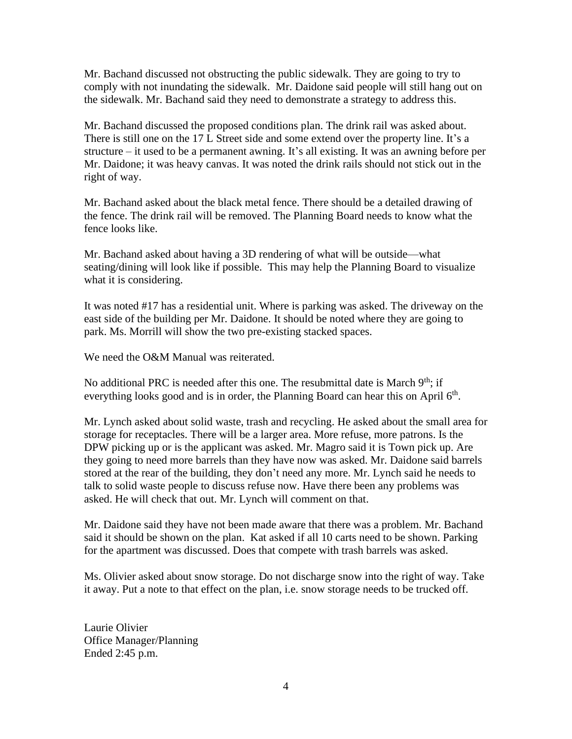Mr. Bachand discussed not obstructing the public sidewalk. They are going to try to comply with not inundating the sidewalk. Mr. Daidone said people will still hang out on the sidewalk. Mr. Bachand said they need to demonstrate a strategy to address this.

Mr. Bachand discussed the proposed conditions plan. The drink rail was asked about. There is still one on the 17 L Street side and some extend over the property line. It's a structure – it used to be a permanent awning. It's all existing. It was an awning before per Mr. Daidone; it was heavy canvas. It was noted the drink rails should not stick out in the right of way.

Mr. Bachand asked about the black metal fence. There should be a detailed drawing of the fence. The drink rail will be removed. The Planning Board needs to know what the fence looks like.

Mr. Bachand asked about having a 3D rendering of what will be outside—what seating/dining will look like if possible. This may help the Planning Board to visualize what it is considering.

It was noted #17 has a residential unit. Where is parking was asked. The driveway on the east side of the building per Mr. Daidone. It should be noted where they are going to park. Ms. Morrill will show the two pre-existing stacked spaces.

We need the O&M Manual was reiterated.

No additional PRC is needed after this one. The resubmittal date is March 9th; if everything looks good and is in order, the Planning Board can hear this on April 6th.

Mr. Lynch asked about solid waste, trash and recycling. He asked about the small area for storage for receptacles. There will be a larger area. More refuse, more patrons. Is the DPW picking up or is the applicant was asked. Mr. Magro said it is Town pick up. Are they going to need more barrels than they have now was asked. Mr. Daidone said barrels stored at the rear of the building, they don't need any more. Mr. Lynch said he needs to talk to solid waste people to discuss refuse now. Have there been any problems was asked. He will check that out. Mr. Lynch will comment on that.

Mr. Daidone said they have not been made aware that there was a problem. Mr. Bachand said it should be shown on the plan. Kat asked if all 10 carts need to be shown. Parking for the apartment was discussed. Does that compete with trash barrels was asked.

Ms. Olivier asked about snow storage. Do not discharge snow into the right of way. Take it away. Put a note to that effect on the plan, i.e. snow storage needs to be trucked off.

Laurie Olivier
Office Manager/Planning
Ended 2:45 p.m.